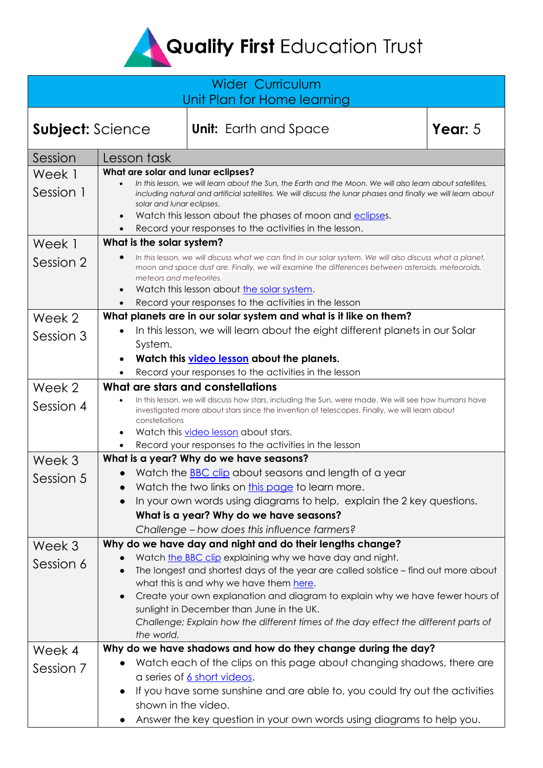# **Quality First** Education Trust

| Wider Curriculum<br>Unit Plan for Home learning | | |
|---|---|---|
| **Subject:** Science | **Unit:** Earth and Space | **Year:** 5 |

| Session | Lesson task |
|---|---|
| Week 1<br>Session 1 | **What are solar and lunar eclipses?**<br>• *In this lesson, we will learn about the Sun, the Earth and the Moon. We will also learn about satellites, including natural and artificial satellites. We will discuss the lunar phases and finally we will learn about solar and lunar eclipses.*<br>• Watch this lesson about the phases of moon and eclipses.<br>• Record your responses to the activities in the lesson. |
| Week 1<br>Session 2 | **What is the solar system?**<br>• *In this lesson, we will discuss what we can find in our solar system. We will also discuss what a planet, moon and space dust are. Finally, we will examine the differences between asteroids, meteoroids, meteors and meteorites.*<br>• Watch this lesson about the solar system.<br>• Record your responses to the activities in the lesson |
| Week 2<br>Session 3 | **What planets are in our solar system and what is it like on them?**<br>• In this lesson, we will learn about the eight different planets in our Solar System.<br>• **Watch this video lesson about the planets.**<br>• Record your responses to the activities in the lesson |
| Week 2<br>Session 4 | **What are stars and constellations**<br>• In this lesson, we will discuss how stars, including the Sun, were made. We will see how humans have investigated more about stars since the invention of telescopes. Finally, we will learn about constellations<br>• Watch this video lesson about stars.<br>• Record your responses to the activities in the lesson |
| Week 3<br>Session 5 | **What is a year? Why do we have seasons?**<br>• Watch the BBC clip about seasons and length of a year<br>• Watch the two links on this page to learn more.<br>• In your own words using diagrams to help, explain the 2 key questions.<br>**What is a year? Why do we have seasons?**<br>*Challenge – how does this influence farmers?* |
| Week 3<br>Session 6 | **Why do we have day and night and do their lengths change?**<br>• Watch the BBC clip explaining why we have day and night.<br>• The longest and shortest days of the year are called solstice – find out more about what this is and why we have them here.<br>• Create your own explanation and diagram to explain why we have fewer hours of sunlight in December than June in the UK.<br>*Challenge; Explain how the different times of the day effect the different parts of the world.* |
| Week 4<br>Session 7 | **Why do we have shadows and how do they change during the day?**<br>• Watch each of the clips on this page about changing shadows, there are a series of 6 short videos.<br>• If you have some sunshine and are able to, you could try out the activities shown in the video.<br>• Answer the key question in your own words using diagrams to help you. |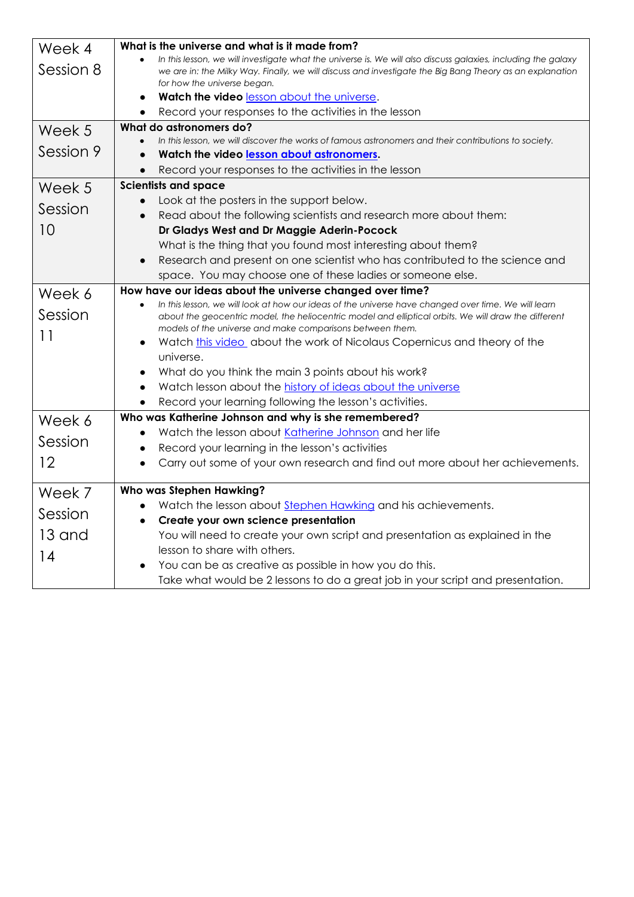| | |
|---|---|
| Week 4 Session 8 | **What is the universe and what is it made from?**<br>• *In this lesson, we will investigate what the universe is. We will also discuss galaxies, including the galaxy we are in: the Milky Way. Finally, we will discuss and investigate the Big Bang Theory as an explanation for how the universe began.*<br>• **Watch the video** lesson about the universe.<br>• Record your responses to the activities in the lesson |
| Week 5 Session 9 | **What do astronomers do?**<br>• *In this lesson, we will discover the works of famous astronomers and their contributions to society.*<br>• **Watch the video lesson about astronomers.**<br>• Record your responses to the activities in the lesson |
| Week 5 Session 10 | **Scientists and space**<br>• Look at the posters in the support below.<br>• Read about the following scientists and research more about them:<br>**Dr Gladys West and Dr Maggie Aderin-Pocock**<br>What is the thing that you found most interesting about them?<br>• Research and present on one scientist who has contributed to the science and space. You may choose one of these ladies or someone else. |
| Week 6 Session 11 | **How have our ideas about the universe changed over time?**<br>• *In this lesson, we will look at how our ideas of the universe have changed over time. We will learn about the geocentric model, the heliocentric model and elliptical orbits. We will draw the different models of the universe and make comparisons between them.*<br>• Watch this video about the work of Nicolaus Copernicus and theory of the universe.<br>• What do you think the main 3 points about his work?<br>• Watch lesson about the history of ideas about the universe<br>• Record your learning following the lesson's activities. |
| Week 6 Session 12 | **Who was Katherine Johnson and why is she remembered?**<br>• Watch the lesson about Katherine Johnson and her life<br>• Record your learning in the lesson's activities<br>• Carry out some of your own research and find out more about her achievements. |
| Week 7 Session 13 and 14 | **Who was Stephen Hawking?**<br>• Watch the lesson about Stephen Hawking and his achievements.<br>• **Create your own science presentation**<br>You will need to create your own script and presentation as explained in the lesson to share with others.<br>• You can be as creative as possible in how you do this.<br>Take what would be 2 lessons to do a great job in your script and presentation. |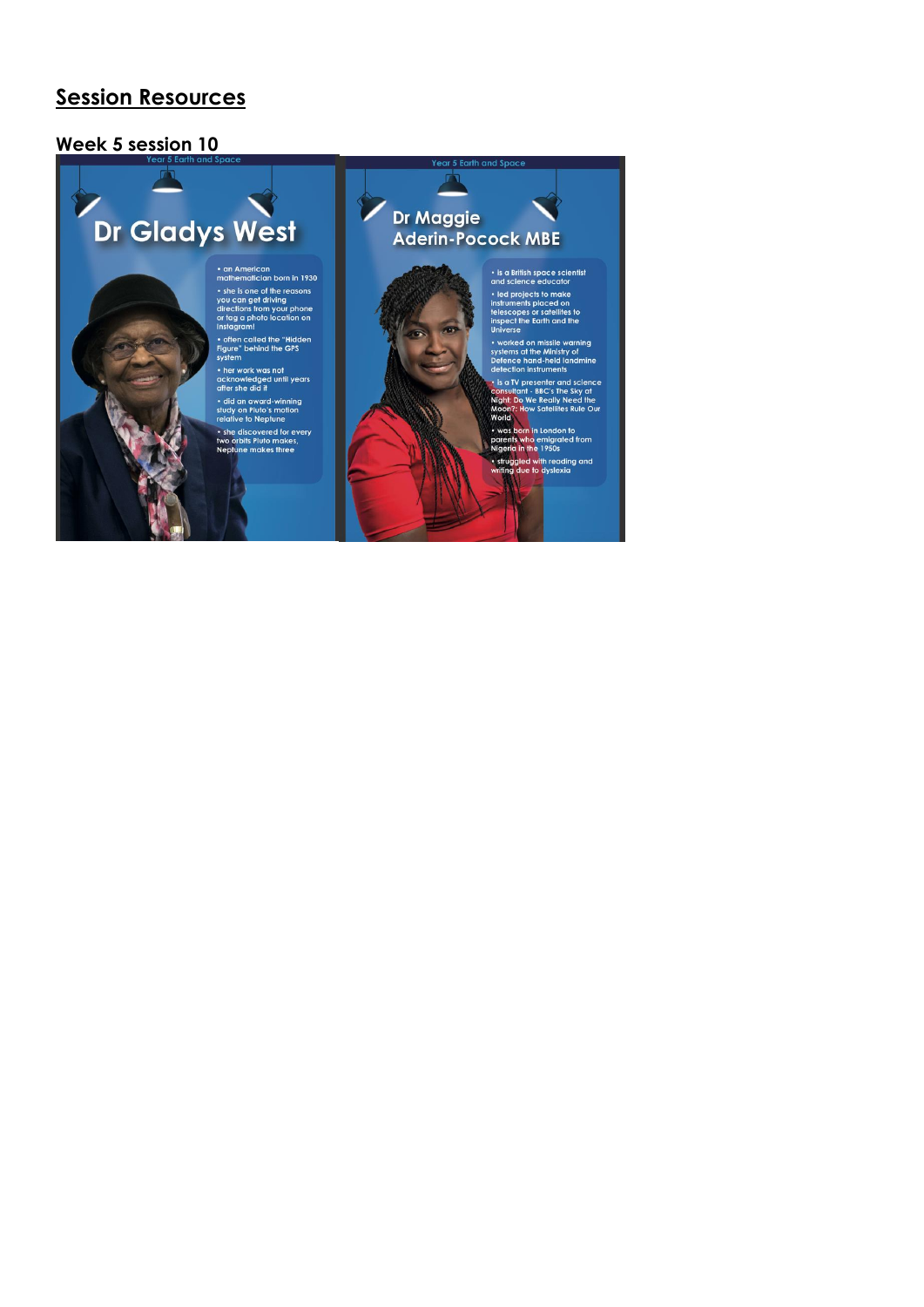## Session Resources

### Week 5 session 10

Year 5 Earth and Space

# Dr Gladys West

- an American mathematician born in 1930
- she is one of the reasons you can get driving directions from your phone or tag a photo location on Instagram!
- often called the "Hidden Figure" behind the GPS system
- her work was not acknowledged until years after she did it
- did an award-winning study on Pluto's motion relative to Neptune
- she discovered for every two orbits Pluto makes, Neptune makes three

Year 5 Earth and Space

# Dr Maggie Aderin-Pocock MBE

- is a British space scientist and science educator
- led projects to make instruments placed on telescopes or satellites to inspect the Earth and the Universe
- worked on missile warning systems of the Ministry of Defence hand-held landmine detection instruments
- is a TV presenter and science consultant - BBC's The Sky at Night; Do We Really Need the Moon?; How Satellites Rule Our World
- was born in London to parents who emigrated from Nigeria in the 1950s
- struggled with reading and writing due to dyslexia